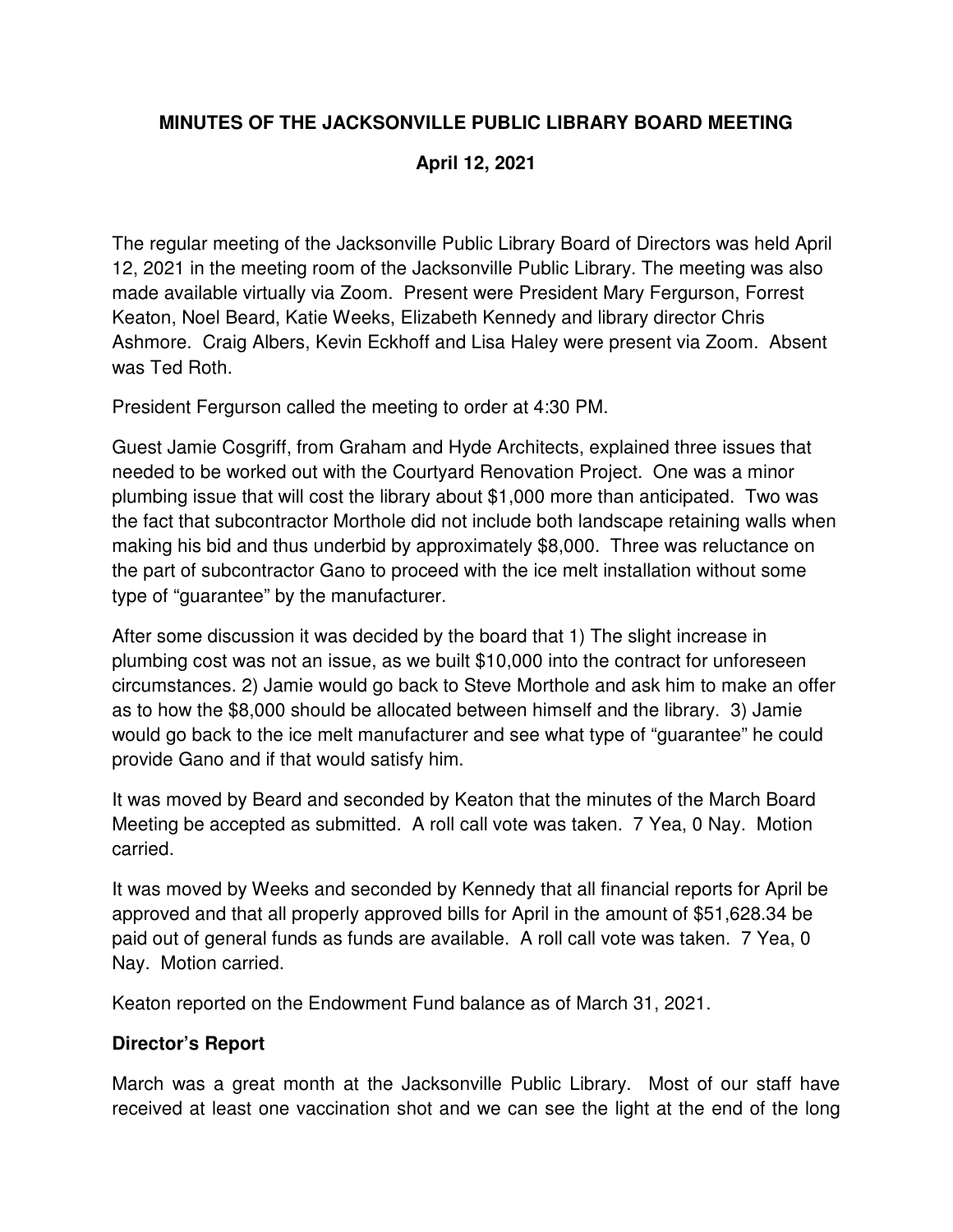**MINUTES OF THE JACKSONVILLE PUBLIC LIBRARY BOARD MEETING**

**April 12, 2021**

The regular meeting of the Jacksonville Public Library Board of Directors was held April 12, 2021 in the meeting room of the Jacksonville Public Library. The meeting was also made available virtually via Zoom. Present were President Mary Fergurson, Forrest Keaton, Noel Beard, Katie Weeks, Elizabeth Kennedy and library director Chris Ashmore. Craig Albers, Kevin Eckhoff and Lisa Haley were present via Zoom. Absent was Ted Roth.

President Fergurson called the meeting to order at 4:30 PM.

Guest Jamie Cosgriff, from Graham and Hyde Architects, explained three issues that needed to be worked out with the Courtyard Renovation Project. One was a minor plumbing issue that will cost the library about $1,000 more than anticipated. Two was the fact that subcontractor Morthole did not include both landscape retaining walls when making his bid and thus underbid by approximately $8,000. Three was reluctance on the part of subcontractor Gano to proceed with the ice melt installation without some type of "guarantee" by the manufacturer.

After some discussion it was decided by the board that 1) The slight increase in plumbing cost was not an issue, as we built $10,000 into the contract for unforeseen circumstances. 2) Jamie would go back to Steve Morthole and ask him to make an offer as to how the $8,000 should be allocated between himself and the library. 3) Jamie would go back to the ice melt manufacturer and see what type of "guarantee" he could provide Gano and if that would satisfy him.

It was moved by Beard and seconded by Keaton that the minutes of the March Board Meeting be accepted as submitted. A roll call vote was taken. 7 Yea, 0 Nay. Motion carried.

It was moved by Weeks and seconded by Kennedy that all financial reports for April be approved and that all properly approved bills for April in the amount of $51,628.34 be paid out of general funds as funds are available. A roll call vote was taken. 7 Yea, 0 Nay. Motion carried.

Keaton reported on the Endowment Fund balance as of March 31, 2021.

**Director's Report**

March was a great month at the Jacksonville Public Library. Most of our staff have received at least one vaccination shot and we can see the light at the end of the long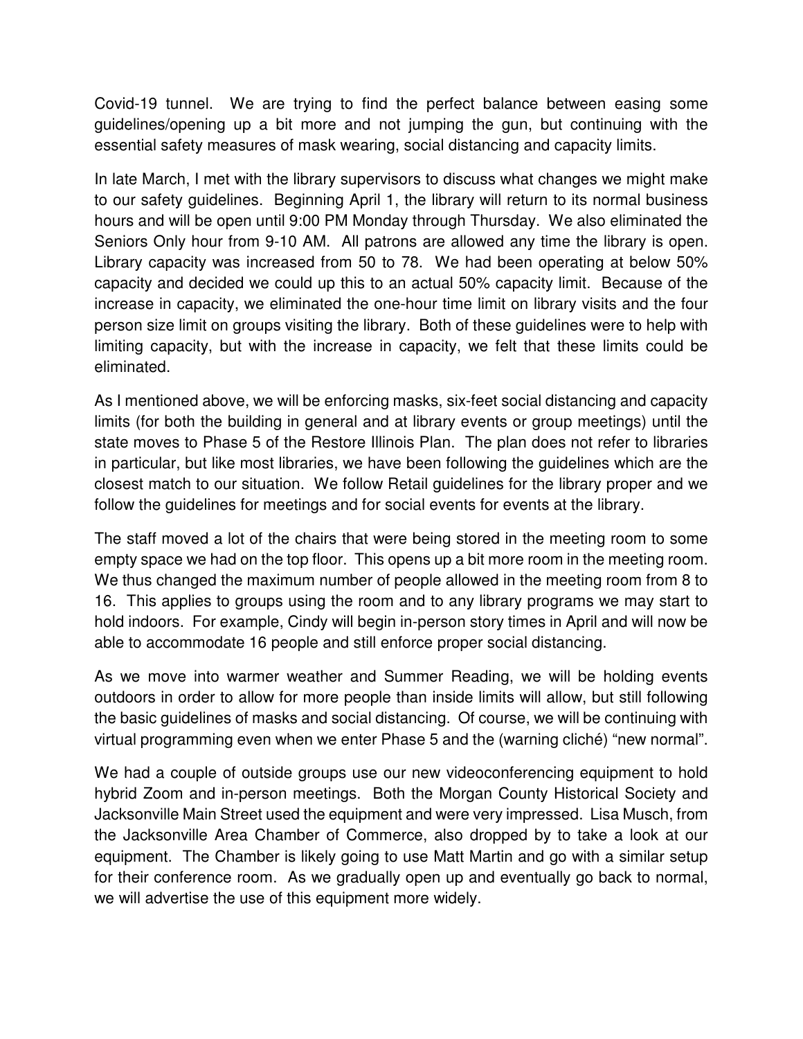Covid-19 tunnel. We are trying to find the perfect balance between easing some guidelines/opening up a bit more and not jumping the gun, but continuing with the essential safety measures of mask wearing, social distancing and capacity limits.

In late March, I met with the library supervisors to discuss what changes we might make to our safety guidelines. Beginning April 1, the library will return to its normal business hours and will be open until 9:00 PM Monday through Thursday. We also eliminated the Seniors Only hour from 9-10 AM. All patrons are allowed any time the library is open. Library capacity was increased from 50 to 78. We had been operating at below 50% capacity and decided we could up this to an actual 50% capacity limit. Because of the increase in capacity, we eliminated the one-hour time limit on library visits and the four person size limit on groups visiting the library. Both of these guidelines were to help with limiting capacity, but with the increase in capacity, we felt that these limits could be eliminated.

As I mentioned above, we will be enforcing masks, six-feet social distancing and capacity limits (for both the building in general and at library events or group meetings) until the state moves to Phase 5 of the Restore Illinois Plan. The plan does not refer to libraries in particular, but like most libraries, we have been following the guidelines which are the closest match to our situation. We follow Retail guidelines for the library proper and we follow the guidelines for meetings and for social events for events at the library.

The staff moved a lot of the chairs that were being stored in the meeting room to some empty space we had on the top floor. This opens up a bit more room in the meeting room. We thus changed the maximum number of people allowed in the meeting room from 8 to 16. This applies to groups using the room and to any library programs we may start to hold indoors. For example, Cindy will begin in-person story times in April and will now be able to accommodate 16 people and still enforce proper social distancing.

As we move into warmer weather and Summer Reading, we will be holding events outdoors in order to allow for more people than inside limits will allow, but still following the basic guidelines of masks and social distancing. Of course, we will be continuing with virtual programming even when we enter Phase 5 and the (warning cliché) "new normal".

We had a couple of outside groups use our new videoconferencing equipment to hold hybrid Zoom and in-person meetings. Both the Morgan County Historical Society and Jacksonville Main Street used the equipment and were very impressed. Lisa Musch, from the Jacksonville Area Chamber of Commerce, also dropped by to take a look at our equipment. The Chamber is likely going to use Matt Martin and go with a similar setup for their conference room. As we gradually open up and eventually go back to normal, we will advertise the use of this equipment more widely.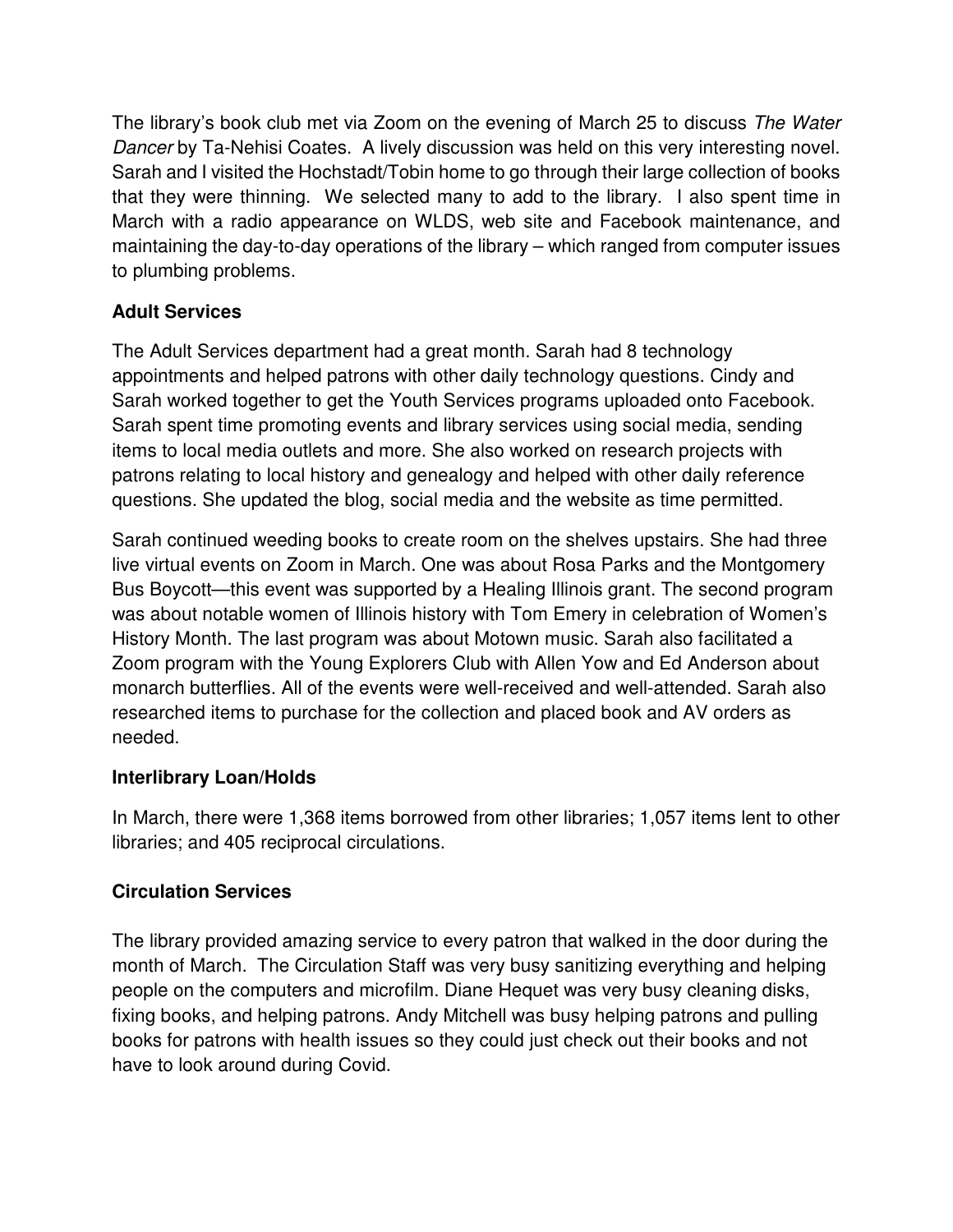The library's book club met via Zoom on the evening of March 25 to discuss *The Water Dancer* by Ta-Nehisi Coates. A lively discussion was held on this very interesting novel. Sarah and I visited the Hochstadt/Tobin home to go through their large collection of books that they were thinning. We selected many to add to the library. I also spent time in March with a radio appearance on WLDS, web site and Facebook maintenance, and maintaining the day-to-day operations of the library – which ranged from computer issues to plumbing problems.

**Adult Services**

The Adult Services department had a great month. Sarah had 8 technology appointments and helped patrons with other daily technology questions. Cindy and Sarah worked together to get the Youth Services programs uploaded onto Facebook. Sarah spent time promoting events and library services using social media, sending items to local media outlets and more. She also worked on research projects with patrons relating to local history and genealogy and helped with other daily reference questions. She updated the blog, social media and the website as time permitted.

Sarah continued weeding books to create room on the shelves upstairs. She had three live virtual events on Zoom in March. One was about Rosa Parks and the Montgomery Bus Boycott—this event was supported by a Healing Illinois grant. The second program was about notable women of Illinois history with Tom Emery in celebration of Women's History Month. The last program was about Motown music. Sarah also facilitated a Zoom program with the Young Explorers Club with Allen Yow and Ed Anderson about monarch butterflies. All of the events were well-received and well-attended. Sarah also researched items to purchase for the collection and placed book and AV orders as needed.

**Interlibrary Loan/Holds**

In March, there were 1,368 items borrowed from other libraries; 1,057 items lent to other libraries; and 405 reciprocal circulations.

**Circulation Services**

The library provided amazing service to every patron that walked in the door during the month of March. The Circulation Staff was very busy sanitizing everything and helping people on the computers and microfilm. Diane Hequet was very busy cleaning disks, fixing books, and helping patrons. Andy Mitchell was busy helping patrons and pulling books for patrons with health issues so they could just check out their books and not have to look around during Covid.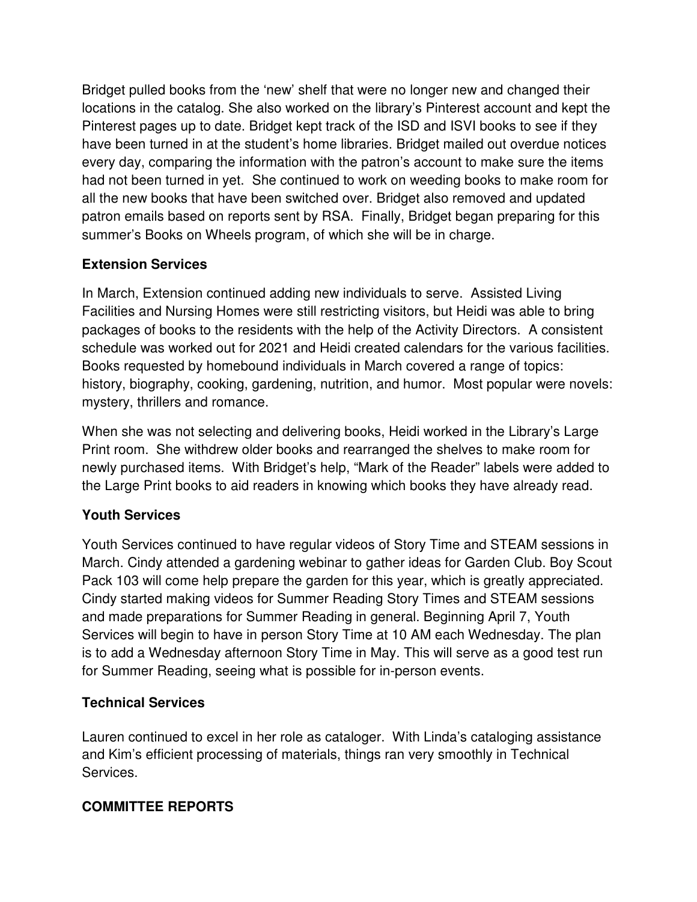Bridget pulled books from the 'new' shelf that were no longer new and changed their locations in the catalog. She also worked on the library's Pinterest account and kept the Pinterest pages up to date. Bridget kept track of the ISD and ISVI books to see if they have been turned in at the student's home libraries. Bridget mailed out overdue notices every day, comparing the information with the patron's account to make sure the items had not been turned in yet. She continued to work on weeding books to make room for all the new books that have been switched over. Bridget also removed and updated patron emails based on reports sent by RSA. Finally, Bridget began preparing for this summer's Books on Wheels program, of which she will be in charge.

### Extension Services

In March, Extension continued adding new individuals to serve. Assisted Living Facilities and Nursing Homes were still restricting visitors, but Heidi was able to bring packages of books to the residents with the help of the Activity Directors. A consistent schedule was worked out for 2021 and Heidi created calendars for the various facilities. Books requested by homebound individuals in March covered a range of topics: history, biography, cooking, gardening, nutrition, and humor. Most popular were novels: mystery, thrillers and romance.

When she was not selecting and delivering books, Heidi worked in the Library's Large Print room. She withdrew older books and rearranged the shelves to make room for newly purchased items. With Bridget's help, "Mark of the Reader" labels were added to the Large Print books to aid readers in knowing which books they have already read.

### Youth Services

Youth Services continued to have regular videos of Story Time and STEAM sessions in March. Cindy attended a gardening webinar to gather ideas for Garden Club. Boy Scout Pack 103 will come help prepare the garden for this year, which is greatly appreciated. Cindy started making videos for Summer Reading Story Times and STEAM sessions and made preparations for Summer Reading in general. Beginning April 7, Youth Services will begin to have in person Story Time at 10 AM each Wednesday. The plan is to add a Wednesday afternoon Story Time in May. This will serve as a good test run for Summer Reading, seeing what is possible for in-person events.

### Technical Services

Lauren continued to excel in her role as cataloger. With Linda's cataloging assistance and Kim's efficient processing of materials, things ran very smoothly in Technical Services.

## COMMITTEE REPORTS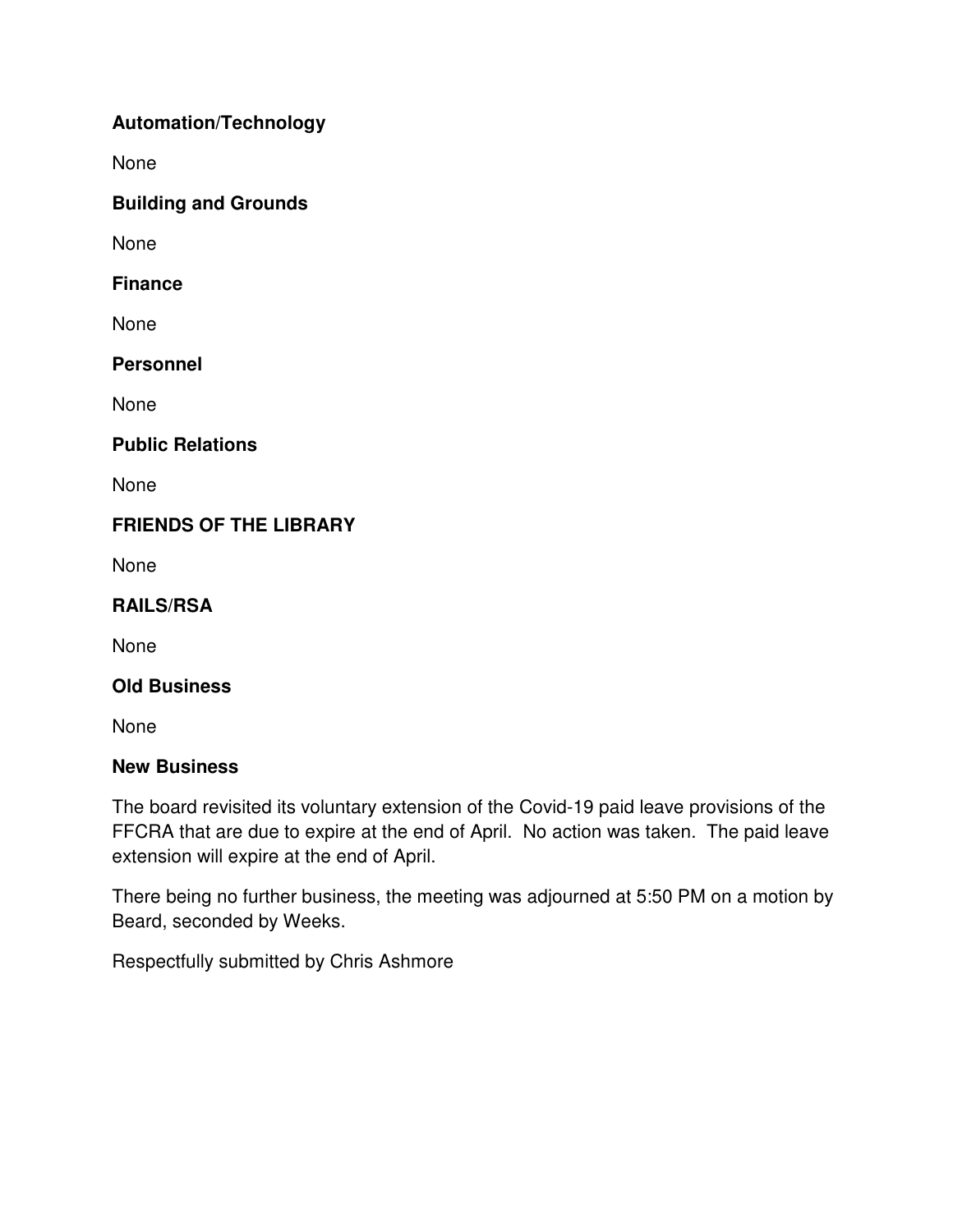**Automation/Technology**

None

**Building and Grounds**

None

**Finance**

None

**Personnel**

None

**Public Relations**

None

**FRIENDS OF THE LIBRARY**

None

**RAILS/RSA**

None

**Old Business**

None

**New Business**

The board revisited its voluntary extension of the Covid-19 paid leave provisions of the FFCRA that are due to expire at the end of April. No action was taken. The paid leave extension will expire at the end of April.

There being no further business, the meeting was adjourned at 5:50 PM on a motion by Beard, seconded by Weeks.

Respectfully submitted by Chris Ashmore